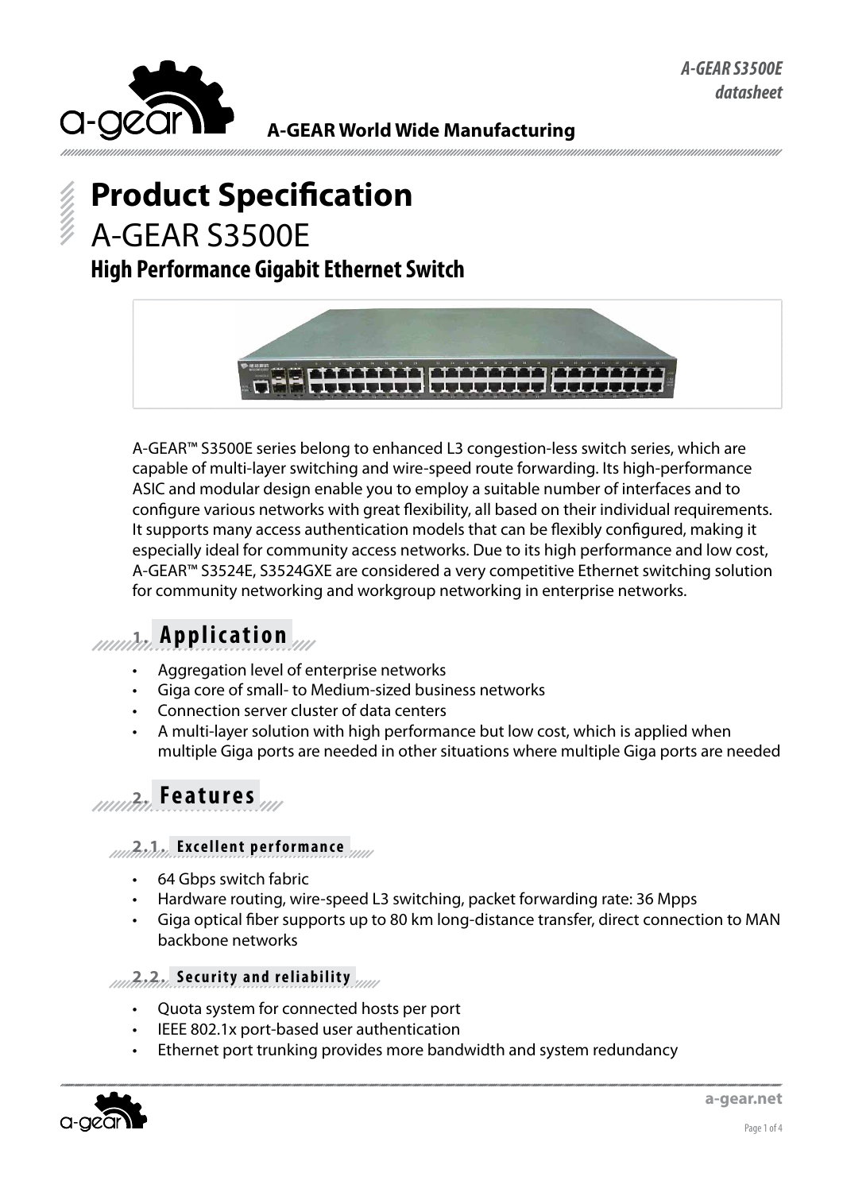A-GEAR World Wide Manufacturing

# Product Specification

## A-GEAR S3500E

### High Performance Gigabit Ethernet Switch

A-GEAR™ S3500E series belong to enhanced L3 congestion-less switch series, which are capable of multi-layer switching and wire-speed route forwarding. Its high-performance ASIC and modular design enable you to employ a suitable number of interfaces and to configure various networks with great flexibility, all based on their individual requirements. It supports many access authentication models that can be flexibly configured, making it especially ideal for community access networks. Due to its high performance and low cost, A-GEAR™ S3524E, S3524GXE are considered a very competitive Ethernet switching solution for community networking and workgroup networking in enterprise networks.

## 1. Application

- Aggregation level of enterprise networks
- Giga core of small- to Medium-sized business networks
- Connection server cluster of data centers
- A multi-layer solution with high performance but low cost, which is applied when multiple Giga ports are needed in other situations where multiple Giga ports are needed

## 2. Features

### 2.1. Excellent performance

- 64 Gbps switch fabric
- Hardware routing, wire-speed L3 switching, packet forwarding rate: 36 Mpps
- Giga optical fiber supports up to 80 km long-distance transfer, direct connection to MAN backbone networks

### 2.2. Security and reliability

- Quota system for connected hosts per port
- IEEE 802.1x port-based user authentication
- Ethernet port trunking provides more bandwidth and system redundancy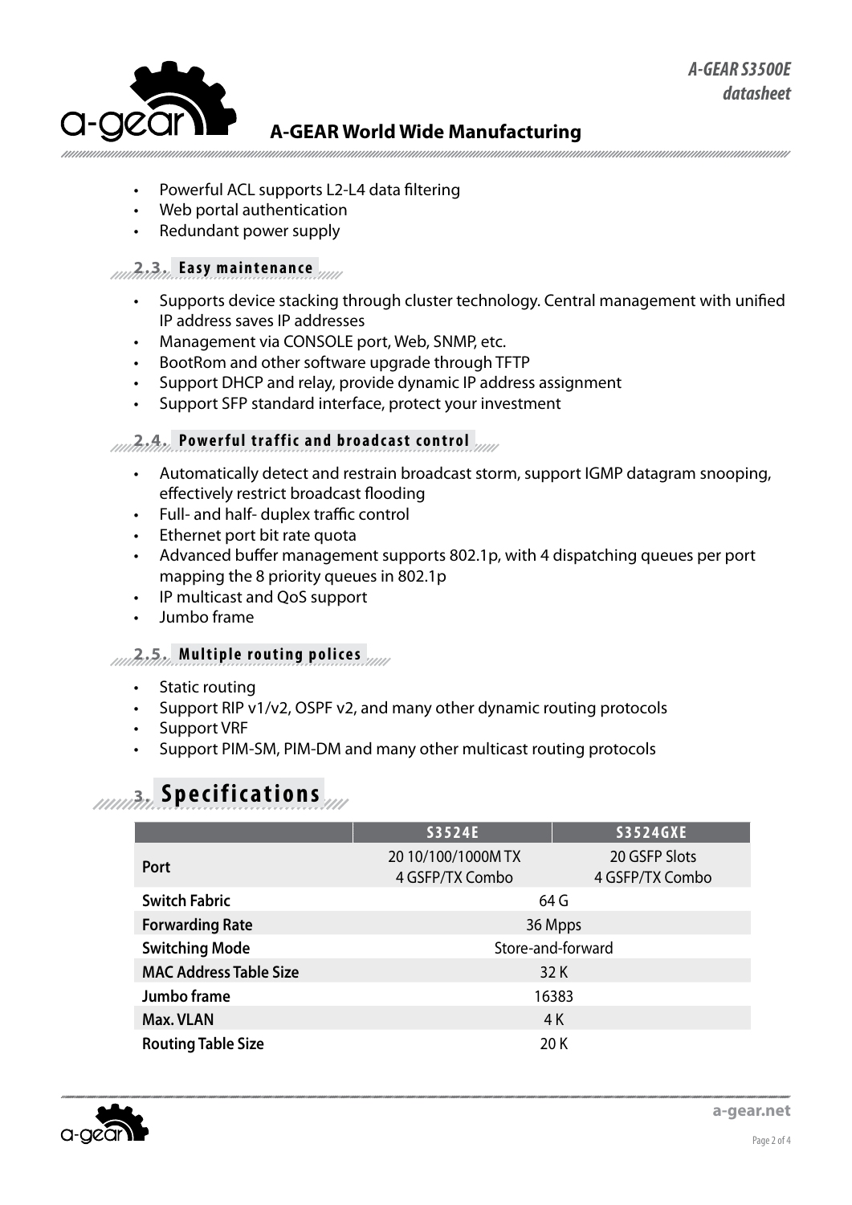- Powerful ACL supports L2-L4 data filtering
- Web portal authentication
- Redundant power supply

### 2.3. Easy maintenance

- Supports device stacking through cluster technology. Central management with unified IP address saves IP addresses
- Management via CONSOLE port, Web, SNMP, etc.
- BootRom and other software upgrade through TFTP
- Support DHCP and relay, provide dynamic IP address assignment
- Support SFP standard interface, protect your investment

### 2.4. Powerful traffic and broadcast control

- Automatically detect and restrain broadcast storm, support IGMP datagram snooping, effectively restrict broadcast flooding
- Full- and half- duplex traffic control
- Ethernet port bit rate quota
- Advanced buffer management supports 802.1p, with 4 dispatching queues per port mapping the 8 priority queues in 802.1p
- IP multicast and QoS support
- Jumbo frame

### 2.5. Multiple routing polices

- Static routing
- Support RIP v1/v2, OSPF v2, and many other dynamic routing protocols
- Support VRF
- Support PIM-SM, PIM-DM and many other multicast routing protocols

## 3. Specifications

| | S3524E | S3524GXE |
|---|---|---|
| **Port** | 20 10/100/1000M TX<br>4 GSFP/TX Combo | 20 GSFP Slots<br>4 GSFP/TX Combo |
| **Switch Fabric** | 64 G | |
| **Forwarding Rate** | 36 Mpps | |
| **Switching Mode** | Store-and-forward | |
| **MAC Address Table Size** | 32 K | |
| **Jumbo frame** | 16383 | |
| **Max. VLAN** | 4 K | |
| **Routing Table Size** | 20 K | |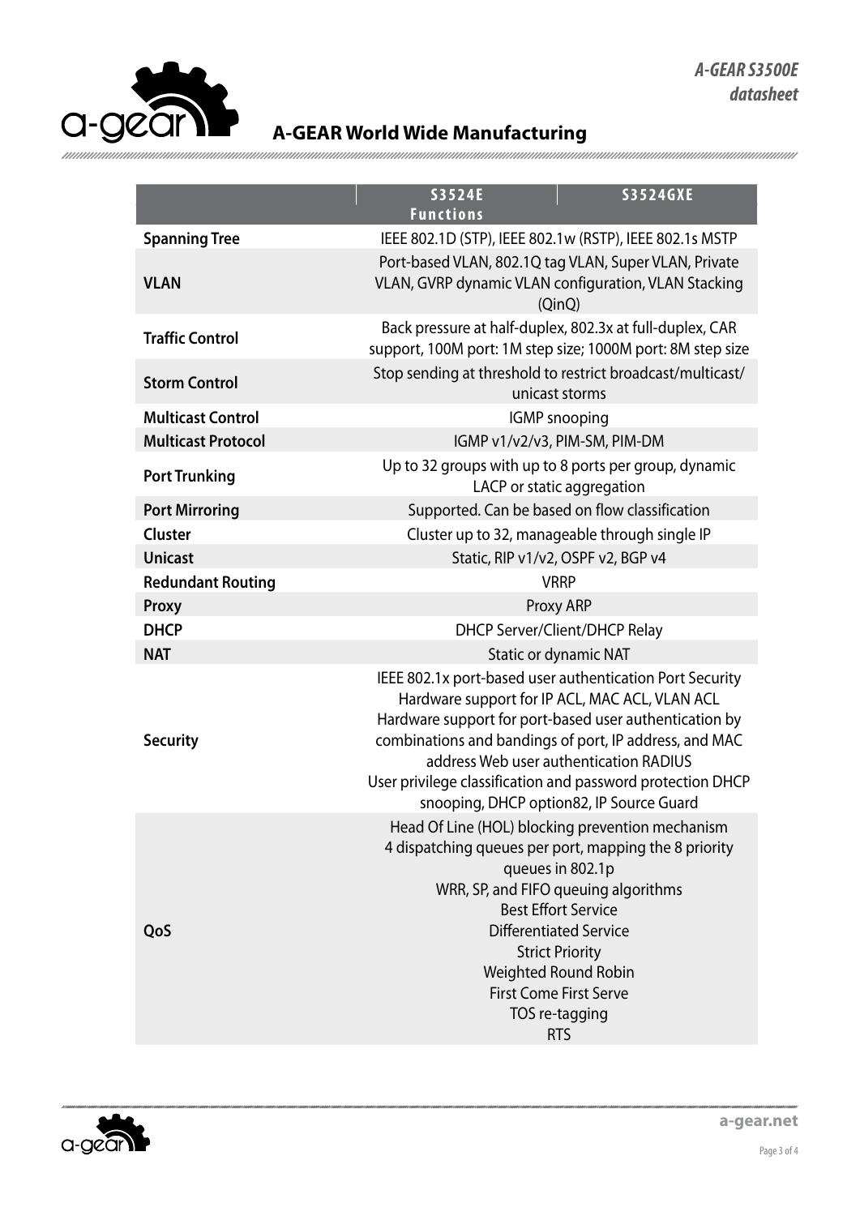## A-GEAR World Wide Manufacturing

| Functions | S3524E | S3524GXE |
|---|---|---|
| **Spanning Tree** | IEEE 802.1D (STP), IEEE 802.1w (RSTP), IEEE 802.1s MSTP | |
| **VLAN** | Port-based VLAN, 802.1Q tag VLAN, Super VLAN, Private VLAN, GVRP dynamic VLAN configuration, VLAN Stacking (QinQ) | |
| **Traffic Control** | Back pressure at half-duplex, 802.3x at full-duplex, CAR support, 100M port: 1M step size; 1000M port: 8M step size | |
| **Storm Control** | Stop sending at threshold to restrict broadcast/multicast/ unicast storms | |
| **Multicast Control** | IGMP snooping | |
| **Multicast Protocol** | IGMP v1/v2/v3, PIM-SM, PIM-DM | |
| **Port Trunking** | Up to 32 groups with up to 8 ports per group, dynamic LACP or static aggregation | |
| **Port Mirroring** | Supported. Can be based on flow classification | |
| **Cluster** | Cluster up to 32, manageable through single IP | |
| **Unicast** | Static, RIP v1/v2, OSPF v2, BGP v4 | |
| **Redundant Routing** | VRRP | |
| **Proxy** | Proxy ARP | |
| **DHCP** | DHCP Server/Client/DHCP Relay | |
| **NAT** | Static or dynamic NAT | |
| **Security** | IEEE 802.1x port-based user authentication Port Security<br>Hardware support for IP ACL, MAC ACL, VLAN ACL<br>Hardware support for port-based user authentication by combinations and bandings of port, IP address, and MAC address Web user authentication RADIUS<br>User privilege classification and password protection DHCP snooping, DHCP option82, IP Source Guard | |
| **QoS** | Head Of Line (HOL) blocking prevention mechanism<br>4 dispatching queues per port, mapping the 8 priority queues in 802.1p<br>WRR, SP, and FIFO queuing algorithms<br>Best Effort Service<br>Differentiated Service<br>Strict Priority<br>Weighted Round Robin<br>First Come First Serve<br>TOS re-tagging<br>RTS | |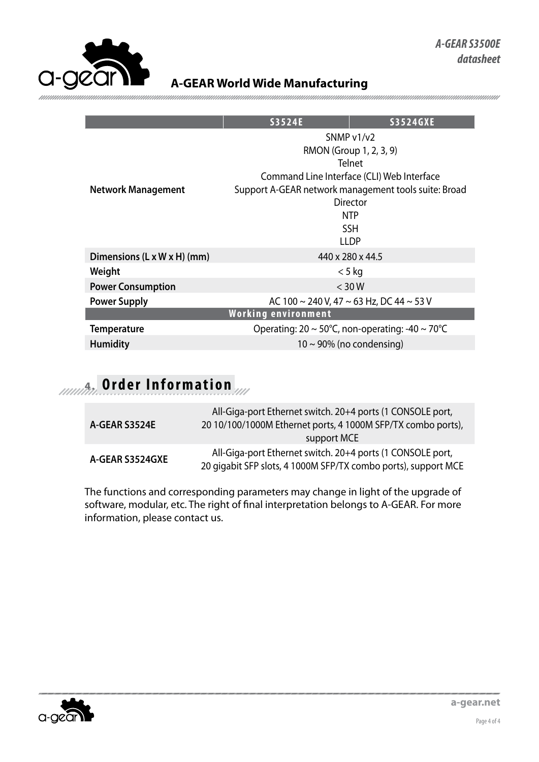| | S3524E | S3524GXE |
|---|---|---|
| **Network Management** | SNMP v1/v2<br>RMON (Group 1, 2, 3, 9)<br>Telnet<br>Command Line Interface (CLI) Web Interface<br>Support A-GEAR network management tools suite: Broad Director<br>NTP<br>SSH<br>LLDP | |
| **Dimensions (L x W x H) (mm)** | 440 x 280 x 44.5 | |
| **Weight** | < 5 kg | |
| **Power Consumption** | < 30 W | |
| **Power Supply** | AC 100 ~ 240 V, 47 ~ 63 Hz, DC 44 ~ 53 V | |
| **Working environment** | | |
| **Temperature** | Operating: 20 ~ 50℃, non-operating: -40 ~ 70℃ | |
| **Humidity** | 10 ~ 90% (no condensing) | |

## 4. Order Information

| | |
|---|---|
| **A-GEAR S3524E** | All-Giga-port Ethernet switch. 20+4 ports (1 CONSOLE port, 20 10/100/1000M Ethernet ports, 4 1000M SFP/TX combo ports), support MCE |
| **A-GEAR S3524GXE** | All-Giga-port Ethernet switch. 20+4 ports (1 CONSOLE port, 20 gigabit SFP slots, 4 1000M SFP/TX combo ports), support MCE |

The functions and corresponding parameters may change in light of the upgrade of software, modular, etc. The right of final interpretation belongs to A-GEAR. For more information, please contact us.